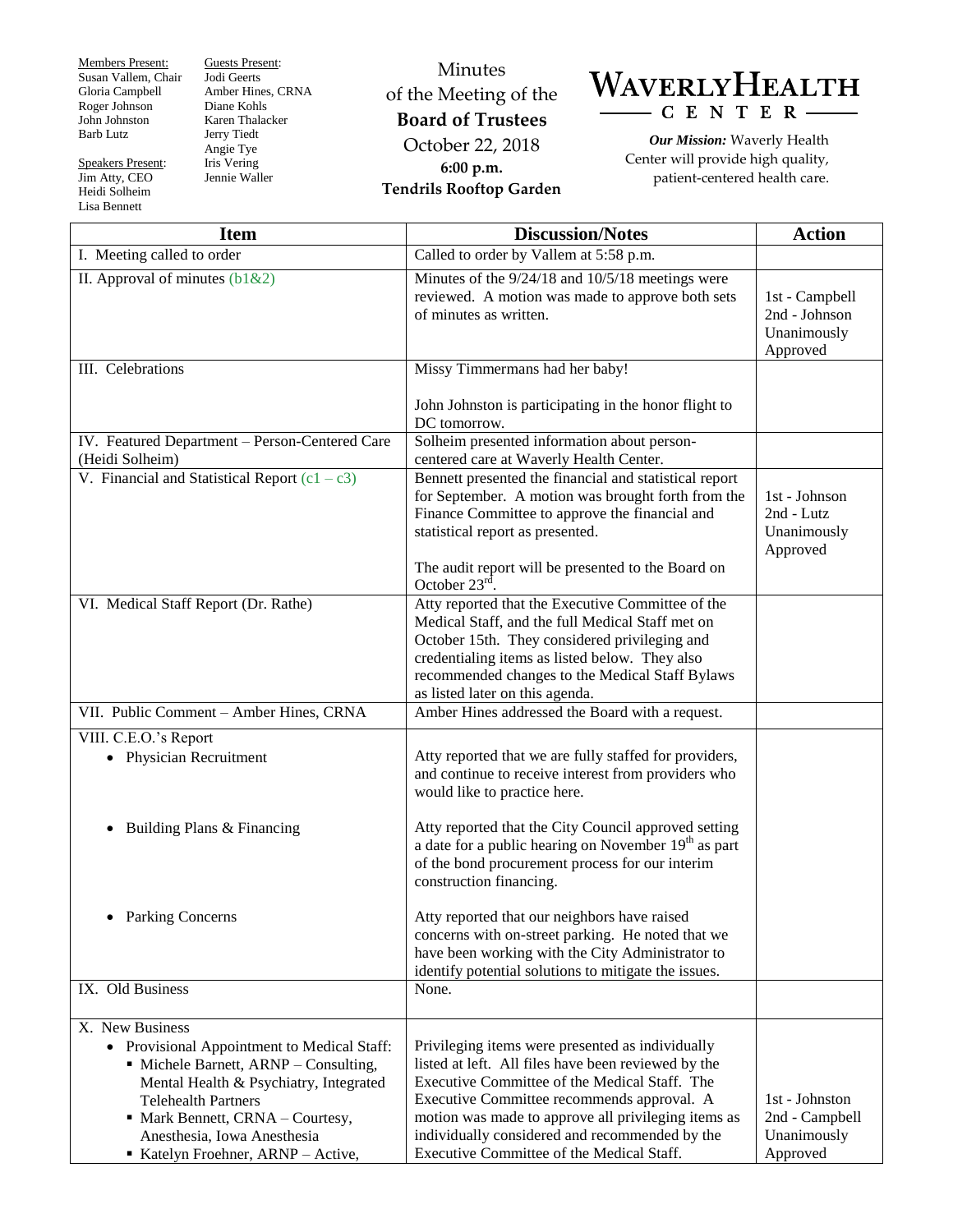Members Present:
Susan Vallem, Chair
Gloria Campbell
Roger Johnson
John Johnston
Barb Lutz

Speakers Present:
Jim Atty, CEO
Heidi Solheim
Lisa Bennett

Guests Present:
Jodi Geerts
Amber Hines, CRNA
Diane Kohls
Karen Thalacker
Jerry Tiedt
Angie Tye
Iris Vering
Jennie Waller

Minutes
of the Meeting of the
**Board of Trustees**
October 22, 2018
**6:00 p.m.**
**Tendrils Rooftop Garden**

# WAVERLYHEALTH CENTER

***Our Mission:*** Waverly Health Center will provide high quality, patient-centered health care.

| Item | Discussion/Notes | Action |
|---|---|---|
| I. Meeting called to order | Called to order by Vallem at 5:58 p.m. | |
| II. Approval of minutes (b1&2) | Minutes of the 9/24/18 and 10/5/18 meetings were reviewed. A motion was made to approve both sets of minutes as written. | 1st - Campbell<br>2nd - Johnson<br>Unanimously Approved |
| III. Celebrations | Missy Timmermans had her baby!<br><br>John Johnston is participating in the honor flight to DC tomorrow. | |
| IV. Featured Department – Person-Centered Care (Heidi Solheim) | Solheim presented information about person-centered care at Waverly Health Center. | |
| V. Financial and Statistical Report (c1 – c3) | Bennett presented the financial and statistical report for September. A motion was brought forth from the Finance Committee to approve the financial and statistical report as presented.<br><br>The audit report will be presented to the Board on October 23rd. | 1st - Johnson<br>2nd - Lutz<br>Unanimously Approved |
| VI. Medical Staff Report (Dr. Rathe) | Atty reported that the Executive Committee of the Medical Staff, and the full Medical Staff met on October 15th. They considered privileging and credentialing items as listed below. They also recommended changes to the Medical Staff Bylaws as listed later on this agenda. | |
| VII. Public Comment – Amber Hines, CRNA | Amber Hines addressed the Board with a request. | |
| VIII. C.E.O.'s Report<br>• Physician Recruitment<br><br>• Building Plans & Financing<br><br>• Parking Concerns | <br>Atty reported that we are fully staffed for providers, and continue to receive interest from providers who would like to practice here.<br><br>Atty reported that the City Council approved setting a date for a public hearing on November 19th as part of the bond procurement process for our interim construction financing.<br><br>Atty reported that our neighbors have raised concerns with on-street parking. He noted that we have been working with the City Administrator to identify potential solutions to mitigate the issues. | |
| IX. Old Business | None. | |
| X. New Business<br>• Provisional Appointment to Medical Staff:<br>▪ Michele Barnett, ARNP – Consulting, Mental Health & Psychiatry, Integrated Telehealth Partners<br>▪ Mark Bennett, CRNA – Courtesy, Anesthesia, Iowa Anesthesia<br>▪ Katelyn Froehner, ARNP – Active, | <br>Privileging items were presented as individually listed at left. All files have been reviewed by the Executive Committee of the Medical Staff. The Executive Committee recommends approval. A motion was made to approve all privileging items as individually considered and recommended by the Executive Committee of the Medical Staff. | <br>1st - Johnston<br>2nd - Campbell<br>Unanimously Approved |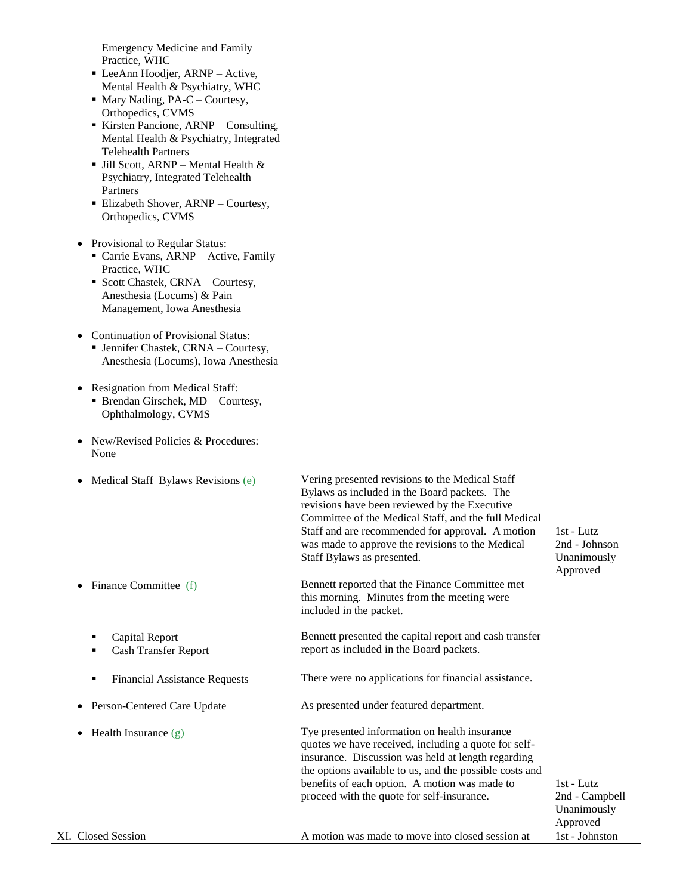| | | |
|---|---|---|
| Emergency Medicine and Family Practice, WHC<br>▪ LeeAnn Hoodjer, ARNP – Active, Mental Health & Psychiatry, WHC<br>▪ Mary Nading, PA-C – Courtesy, Orthopedics, CVMS<br>▪ Kirsten Pancione, ARNP – Consulting, Mental Health & Psychiatry, Integrated Telehealth Partners<br>▪ Jill Scott, ARNP – Mental Health & Psychiatry, Integrated Telehealth Partners<br>▪ Elizabeth Shover, ARNP – Courtesy, Orthopedics, CVMS<br><br>• Provisional to Regular Status:<br>▪ Carrie Evans, ARNP – Active, Family Practice, WHC<br>▪ Scott Chastek, CRNA – Courtesy, Anesthesia (Locums) & Pain Management, Iowa Anesthesia<br><br>• Continuation of Provisional Status:<br>▪ Jennifer Chastek, CRNA – Courtesy, Anesthesia (Locums), Iowa Anesthesia<br><br>• Resignation from Medical Staff:<br>▪ Brendan Girschek, MD – Courtesy, Ophthalmology, CVMS<br><br>• New/Revised Policies & Procedures: None | | |
| • Medical Staff Bylaws Revisions (e) | Vering presented revisions to the Medical Staff Bylaws as included in the Board packets. The revisions have been reviewed by the Executive Committee of the Medical Staff, and the full Medical Staff and are recommended for approval. A motion was made to approve the revisions to the Medical Staff Bylaws as presented. | 1st - Lutz<br>2nd - Johnson<br>Unanimously Approved |
| • Finance Committee (f) | Bennett reported that the Finance Committee met this morning. Minutes from the meeting were included in the packet. | |
| ▪ Capital Report<br>▪ Cash Transfer Report | Bennett presented the capital report and cash transfer report as included in the Board packets. | |
| ▪ Financial Assistance Requests | There were no applications for financial assistance. | |
| • Person-Centered Care Update | As presented under featured department. | |
| • Health Insurance (g) | Tye presented information on health insurance quotes we have received, including a quote for self-insurance. Discussion was held at length regarding the options available to us, and the possible costs and benefits of each option. A motion was made to proceed with the quote for self-insurance. | 1st - Lutz<br>2nd - Campbell<br>Unanimously Approved |
| XI. Closed Session | A motion was made to move into closed session at | 1st - Johnston |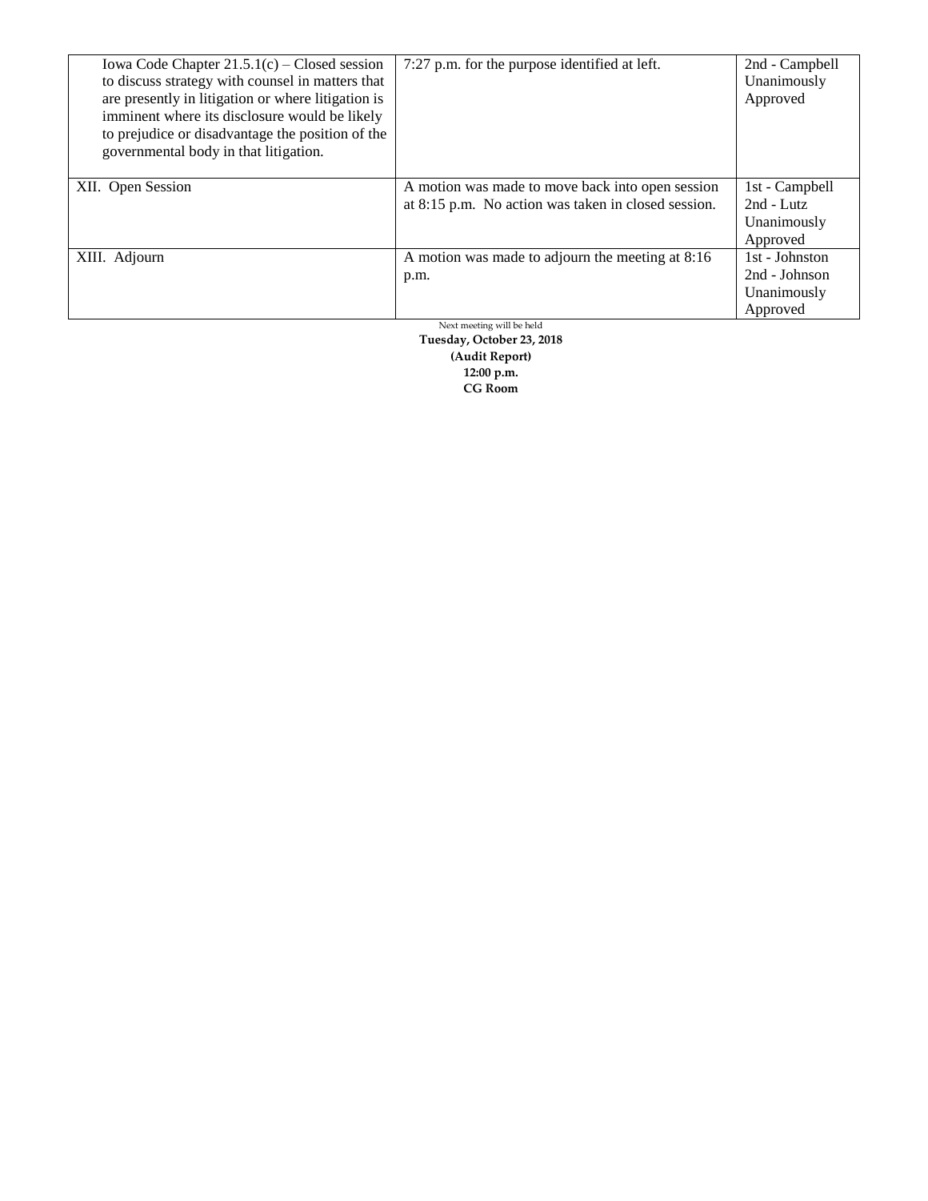| | | |
|---|---|---|
| Iowa Code Chapter 21.5.1(c) – Closed session to discuss strategy with counsel in matters that are presently in litigation or where litigation is imminent where its disclosure would be likely to prejudice or disadvantage the position of the governmental body in that litigation. | 7:27 p.m. for the purpose identified at left. | 2nd - Campbell<br>Unanimously Approved |
| XII. Open Session | A motion was made to move back into open session at 8:15 p.m. No action was taken in closed session. | 1st - Campbell<br>2nd - Lutz<br>Unanimously Approved |
| XIII. Adjourn | A motion was made to adjourn the meeting at 8:16 p.m. | 1st - Johnston<br>2nd - Johnson<br>Unanimously Approved |

Next meeting will be held

**Tuesday, October 23, 2018**

**(Audit Report)**

**12:00 p.m.**

**CG Room**